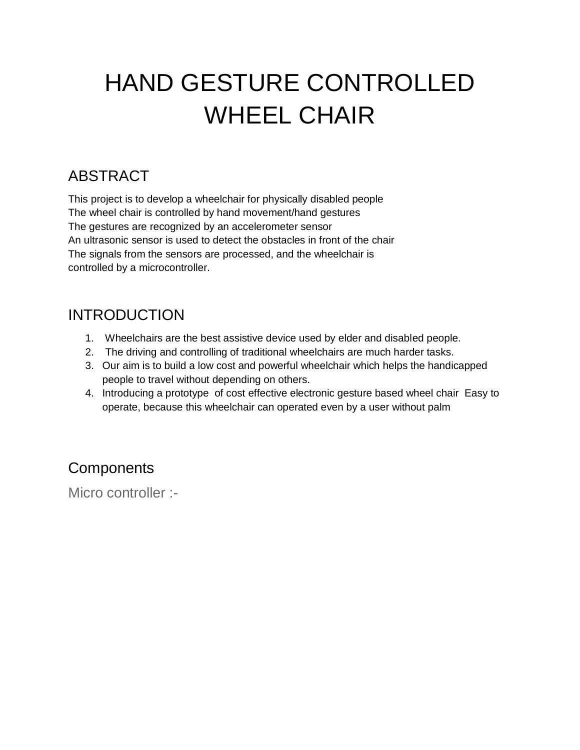# HAND GESTURE CONTROLLED WHEEL CHAIR

## ABSTRACT

This project is to develop a wheelchair for physically disabled people
The wheel chair is controlled by hand movement/hand gestures
The gestures are recognized by an accelerometer sensor
An ultrasonic sensor is used to detect the obstacles in front of the chair
The signals from the sensors are processed, and the wheelchair is controlled by a microcontroller.

## INTRODUCTION

1. Wheelchairs are the best assistive device used by elder and disabled people.
2. The driving and controlling of traditional wheelchairs are much harder tasks.
3. Our aim is to build a low cost and powerful wheelchair which helps the handicapped people to travel without depending on others.
4. Introducing a prototype of cost effective electronic gesture based wheel chair Easy to operate, because this wheelchair can operated even by a user without palm

## Components

### Micro controller :-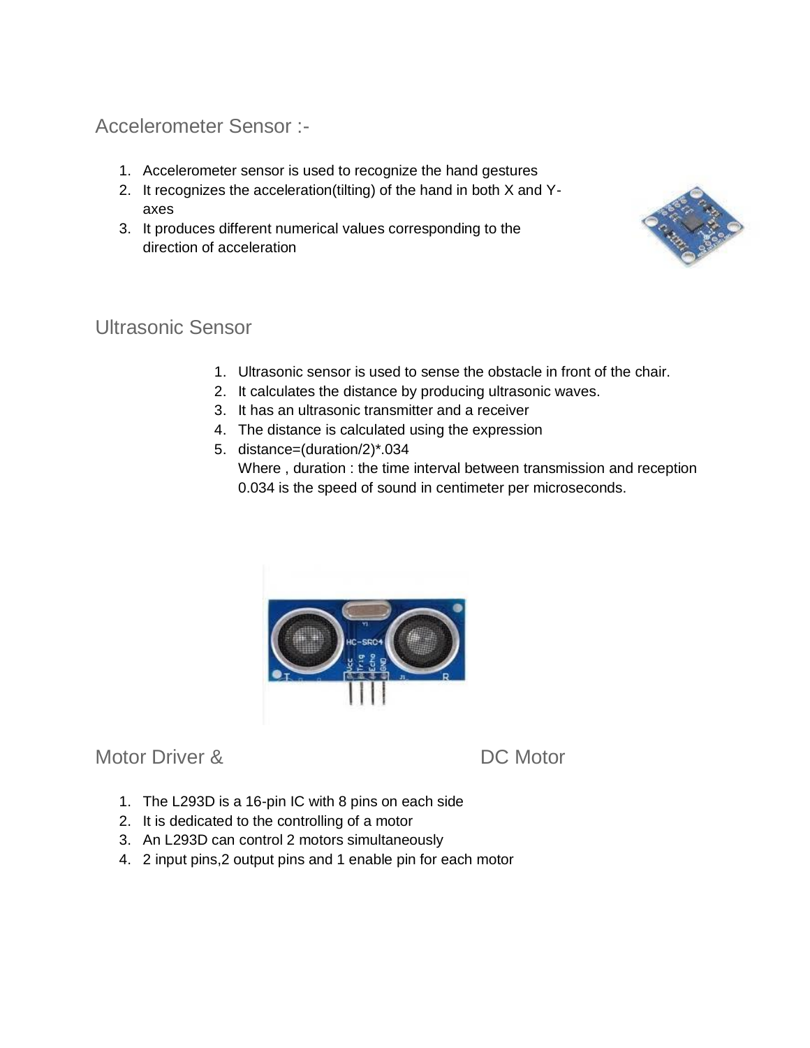## Accelerometer Sensor :-

1. Accelerometer sensor is used to recognize the hand gestures
2. It recognizes the acceleration(tilting) of the hand in both X and Y-axes
3. It produces different numerical values corresponding to the direction of acceleration

## Ultrasonic Sensor

1. Ultrasonic sensor is used to sense the obstacle in front of the chair.
2. It calculates the distance by producing ultrasonic waves.
3. It has an ultrasonic transmitter and a receiver
4. The distance is calculated using the expression
5. distance=(duration/2)*.034
   Where , duration : the time interval between transmission and reception
   0.034 is the speed of sound in centimeter per microseconds.

## Motor Driver & DC Motor

1. The L293D is a 16-pin IC with 8 pins on each side
2. It is dedicated to the controlling of a motor
3. An L293D can control 2 motors simultaneously
4. 2 input pins,2 output pins and 1 enable pin for each motor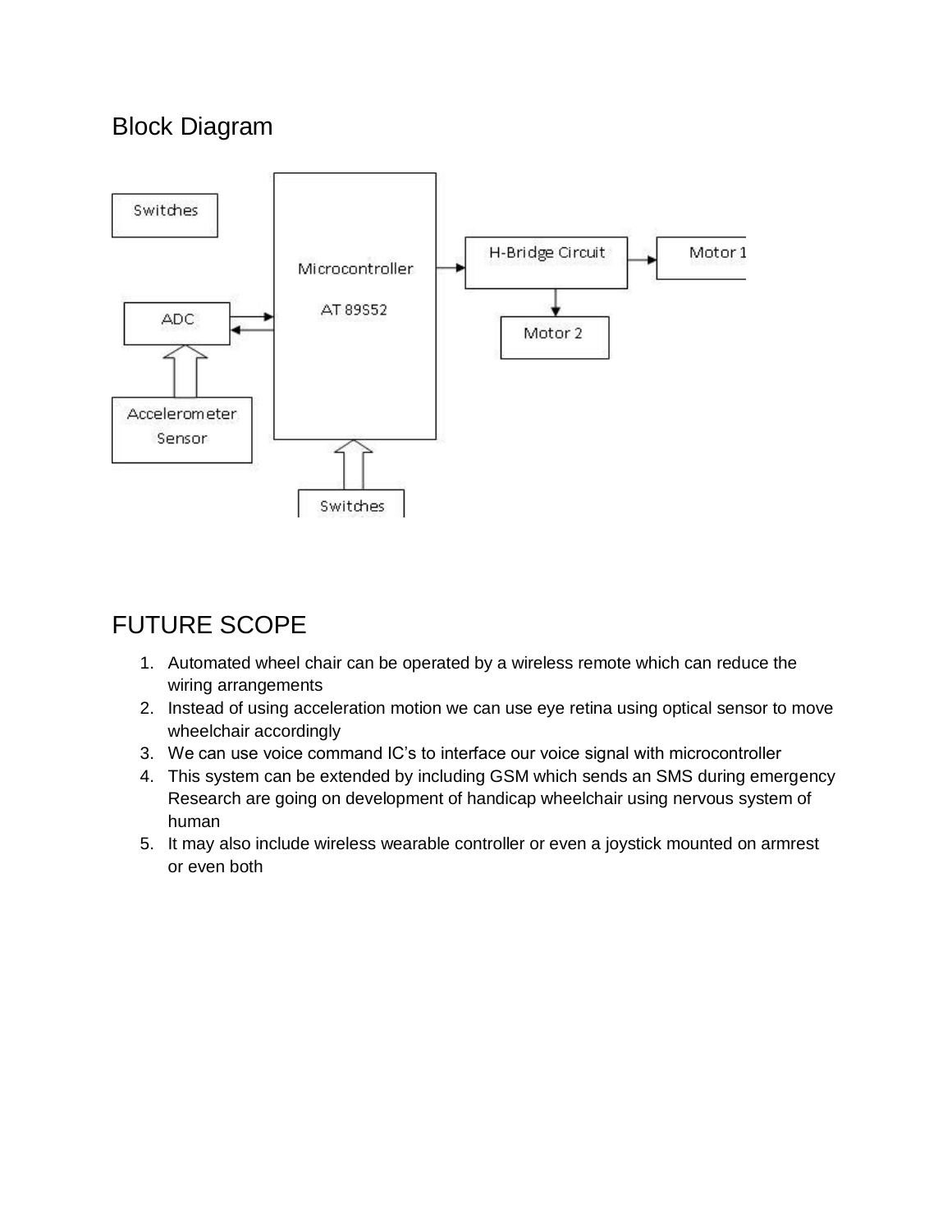# Block Diagram

Switches

Microcontroller

AT 89S52

H-Bridge Circuit

Motor 1

Motor 2

ADC

Accelerometer Sensor

Switches

# FUTURE SCOPE

1. Automated wheel chair can be operated by a wireless remote which can reduce the wiring arrangements
2. Instead of using acceleration motion we can use eye retina using optical sensor to move wheelchair accordingly
3. We can use voice command IC's to interface our voice signal with microcontroller
4. This system can be extended by including GSM which sends an SMS during emergency Research are going on development of handicap wheelchair using nervous system of human
5. It may also include wireless wearable controller or even a joystick mounted on armrest or even both